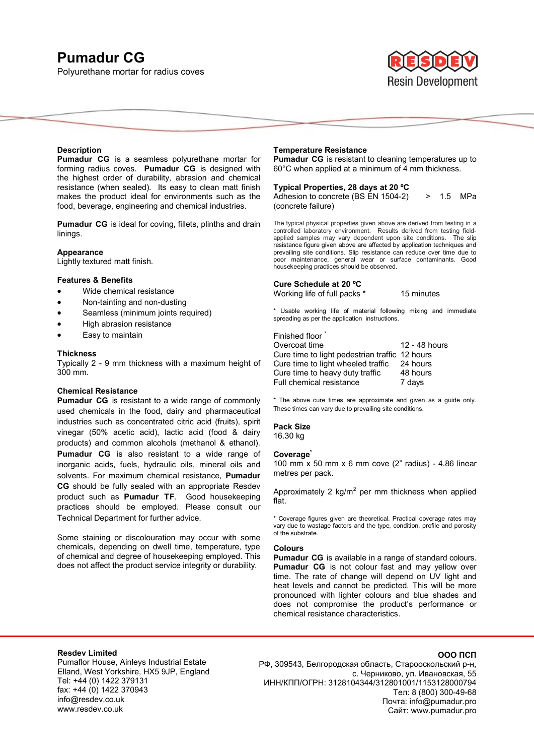# Pumadur CG

Polyurethane mortar for radius coves

Resin Development

## Description

**Pumadur CG** is a seamless polyurethane mortar for forming radius coves. **Pumadur CG** is designed with the highest order of durability, abrasion and chemical resistance (when sealed). Its easy to clean matt finish makes the product ideal for environments such as the food, beverage, engineering and chemical industries.

**Pumadur CG** is ideal for coving, fillets, plinths and drain linings.

## Appearance

Lightly textured matt finish.

## Features & Benefits

- Wide chemical resistance
- Non-tainting and non-dusting
- Seamless (minimum joints required)
- High abrasion resistance
- Easy to maintain

## Thickness

Typically 2 - 9 mm thickness with a maximum height of 300 mm.

## Chemical Resistance

**Pumadur CG** is resistant to a wide range of commonly used chemicals in the food, dairy and pharmaceutical industries such as concentrated citric acid (fruits), spirit vinegar (50% acetic acid), lactic acid (food & dairy products) and common alcohols (methanol & ethanol). **Pumadur CG** is also resistant to a wide range of inorganic acids, fuels, hydraulic oils, mineral oils and solvents. For maximum chemical resistance, **Pumadur CG** should be fully sealed with an appropriate Resdev product such as **Pumadur TF**. Good housekeeping practices should be employed. Please consult our Technical Department for further advice.

Some staining or discolouration may occur with some chemicals, depending on dwell time, temperature, type of chemical and degree of housekeeping employed. This does not affect the product service integrity or durability.

## Temperature Resistance

**Pumadur CG** is resistant to cleaning temperatures up to 60°C when applied at a minimum of 4 mm thickness.

## Typical Properties, 28 days at 20 ºC

| | |
|---|---|
| Adhesion to concrete (BS EN 1504-2) (concrete failure) | > 1.5 MPa |

The typical physical properties given above are derived from testing in a controlled laboratory environment. Results derived from testing field-applied samples may vary dependent upon site conditions. The slip resistance figure given above are affected by application techniques and prevailing site conditions. Slip resistance can reduce over time due to poor maintenance, general wear or surface contaminants. Good housekeeping practices should be observed.

## Cure Schedule at 20 ºC

| | |
|---|---|
| Working life of full packs * | 15 minutes |

* Usable working life of material following mixing and immediate spreading as per the application instructions.

Finished floor *

| | |
|---|---|
| Overcoat time | 12 - 48 hours |
| Cure time to light pedestrian traffic | 12 hours |
| Cure time to light wheeled traffic | 24 hours |
| Cure time to heavy duty traffic | 48 hours |
| Full chemical resistance | 7 days |

* The above cure times are approximate and given as a guide only. These times can vary due to prevailing site conditions.

## Pack Size

16.30 kg

## Coverage*

100 mm x 50 mm x 6 mm cove (2" radius) - 4.86 linear metres per pack.

Approximately 2 kg/m$^2$ per mm thickness when applied flat.

* Coverage figures given are theoretical. Practical coverage rates may vary due to wastage factors and the type, condition, profile and porosity of the substrate.

## Colours

**Pumadur CG** is available in a range of standard colours. **Pumadur CG** is not colour fast and may yellow over time. The rate of change will depend on UV light and heat levels and cannot be predicted. This will be more pronounced with lighter colours and blue shades and does not compromise the product's performance or chemical resistance characteristics.

---

**Resdev Limited**
Pumaflor House, Ainleys Industrial Estate
Elland, West Yorkshire, HX5 9JP, England
Tel: +44 (0) 1422 379131
fax: +44 (0) 1422 370943
info@resdev.co.uk
www.resdev.co.uk

**ООО ПСП**
РФ, 309543, Белгородская область, Старооскольский р-н,
с. Черниково, ул. Ивановская, 55
ИНН/КПП/ОГРН: 3128104344/312801001/1153128000794
Тел: 8 (800) 300-49-68
Почта: info@pumadur.pro
Сайт: www.pumadur.pro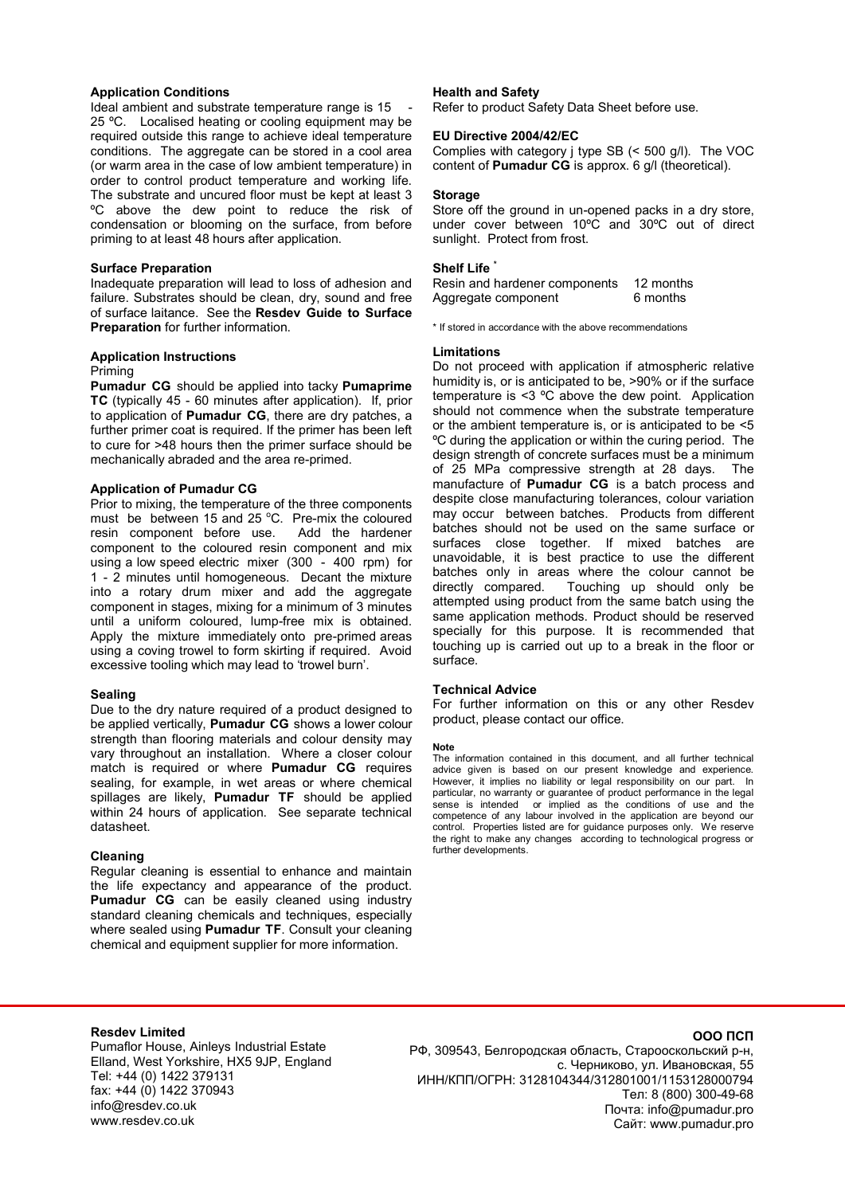## Application Conditions

Ideal ambient and substrate temperature range is 15 - 25 ºC. Localised heating or cooling equipment may be required outside this range to achieve ideal temperature conditions. The aggregate can be stored in a cool area (or warm area in the case of low ambient temperature) in order to control product temperature and working life. The substrate and uncured floor must be kept at least 3 ºC above the dew point to reduce the risk of condensation or blooming on the surface, from before priming to at least 48 hours after application.

## Surface Preparation

Inadequate preparation will lead to loss of adhesion and failure. Substrates should be clean, dry, sound and free of surface laitance. See the **Resdev Guide to Surface Preparation** for further information.

## Application Instructions

Priming

**Pumadur CG** should be applied into tacky **Pumaprime TC** (typically 45 - 60 minutes after application). If, prior to application of **Pumadur CG**, there are dry patches, a further primer coat is required. If the primer has been left to cure for >48 hours then the primer surface should be mechanically abraded and the area re-primed.

## Application of Pumadur CG

Prior to mixing, the temperature of the three components must be between 15 and 25 °C. Pre-mix the coloured resin component before use. Add the hardener component to the coloured resin component and mix using a low speed electric mixer (300 - 400 rpm) for 1 - 2 minutes until homogeneous. Decant the mixture into a rotary drum mixer and add the aggregate component in stages, mixing for a minimum of 3 minutes until a uniform coloured, lump-free mix is obtained. Apply the mixture immediately onto pre-primed areas using a coving trowel to form skirting if required. Avoid excessive tooling which may lead to 'trowel burn'.

## Sealing

Due to the dry nature required of a product designed to be applied vertically, **Pumadur CG** shows a lower colour strength than flooring materials and colour density may vary throughout an installation. Where a closer colour match is required or where **Pumadur CG** requires sealing, for example, in wet areas or where chemical spillages are likely, **Pumadur TF** should be applied within 24 hours of application. See separate technical datasheet.

## Cleaning

Regular cleaning is essential to enhance and maintain the life expectancy and appearance of the product. **Pumadur CG** can be easily cleaned using industry standard cleaning chemicals and techniques, especially where sealed using **Pumadur TF**. Consult your cleaning chemical and equipment supplier for more information.

## Health and Safety

Refer to product Safety Data Sheet before use.

## EU Directive 2004/42/EC

Complies with category j type SB (< 500 g/l). The VOC content of **Pumadur CG** is approx. 6 g/l (theoretical).

## Storage

Store off the ground in un-opened packs in a dry store, under cover between 10ºC and 30ºC out of direct sunlight. Protect from frost.

## Shelf Life *

| | |
|---|---|
| Resin and hardener components | 12 months |
| Aggregate component | 6 months |

* If stored in accordance with the above recommendations

## Limitations

Do not proceed with application if atmospheric relative humidity is, or is anticipated to be, >90% or if the surface temperature is <3 ºC above the dew point. Application should not commence when the substrate temperature or the ambient temperature is, or is anticipated to be <5 ºC during the application or within the curing period. The design strength of concrete surfaces must be a minimum of 25 MPa compressive strength at 28 days. The manufacture of **Pumadur CG** is a batch process and despite close manufacturing tolerances, colour variation may occur between batches. Products from different batches should not be used on the same surface or surfaces close together. If mixed batches are unavoidable, it is best practice to use the different batches only in areas where the colour cannot be directly compared. Touching up should only be attempted using product from the same batch using the same application methods. Product should be reserved specially for this purpose. It is recommended that touching up is carried out up to a break in the floor or surface.

## Technical Advice

For further information on this or any other Resdev product, please contact our office.

**Note**

The information contained in this document, and all further technical advice given is based on our present knowledge and experience. However, it implies no liability or legal responsibility on our part. In particular, no warranty or guarantee of product performance in the legal sense is intended or implied as the conditions of use and the competence of any labour involved in the application are beyond our control. Properties listed are for guidance purposes only. We reserve the right to make any changes according to technological progress or further developments.

**Resdev Limited**
Pumaflor House, Ainleys Industrial Estate
Elland, West Yorkshire, HX5 9JP, England
Tel: +44 (0) 1422 379131
fax: +44 (0) 1422 370943
info@resdev.co.uk
www.resdev.co.uk

**ООО ПСП**
РФ, 309543, Белгородская область, Старооскольский р-н,
с. Черниково, ул. Ивановская, 55
ИНН/КПП/ОГРН: 3128104344/312801001/1153128000794
Тел: 8 (800) 300-49-68
Почта: info@pumadur.pro
Сайт: www.pumadur.pro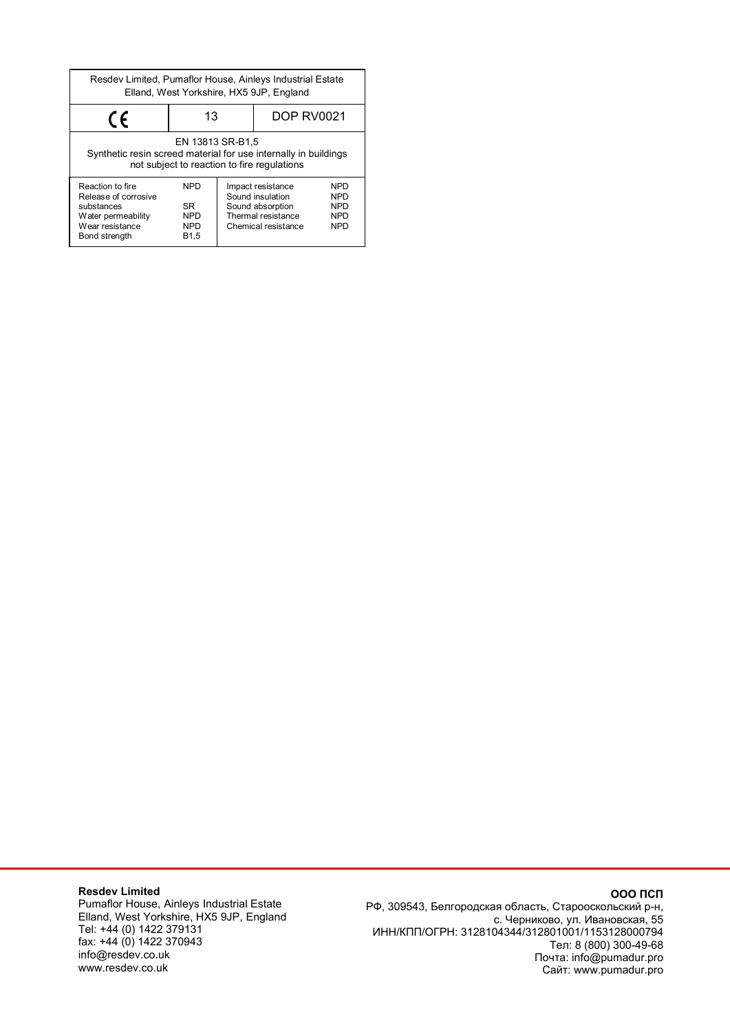| Resdev Limited, Pumaflor House, Ainleys Industrial Estate<br>Elland, West Yorkshire, HX5 9JP, England | | | |
|---|---|---|---|
| CE | 13 | DOP RV0021 | |
| EN 13813 SR-B1,5<br>Synthetic resin screed material for use internally in buildings<br>not subject to reaction to fire regulations | | | |
| Reaction to fire | NPD | Impact resistance | NPD |
| Release of corrosive substances | SR | Sound insulation | NPD |
| Water permeability | NPD | Sound absorption | NPD |
| Wear resistance | NPD | Thermal resistance | NPD |
| Bond strength | B1,5 | Chemical resistance | NPD |

**Resdev Limited**
Pumaflor House, Ainleys Industrial Estate
Elland, West Yorkshire, HX5 9JP, England
Tel: +44 (0) 1422 379131
fax: +44 (0) 1422 370943
info@resdev.co.uk
www.resdev.co.uk

**ООО ПСП**
РФ, 309543, Белгородская область, Старооскольский р-н,
с. Черниково, ул. Ивановская, 55
ИНН/КПП/ОГРН: 3128104344/312801001/1153128000794
Тел: 8 (800) 300-49-68
Почта: info@pumadur.pro
Сайт: www.pumadur.pro